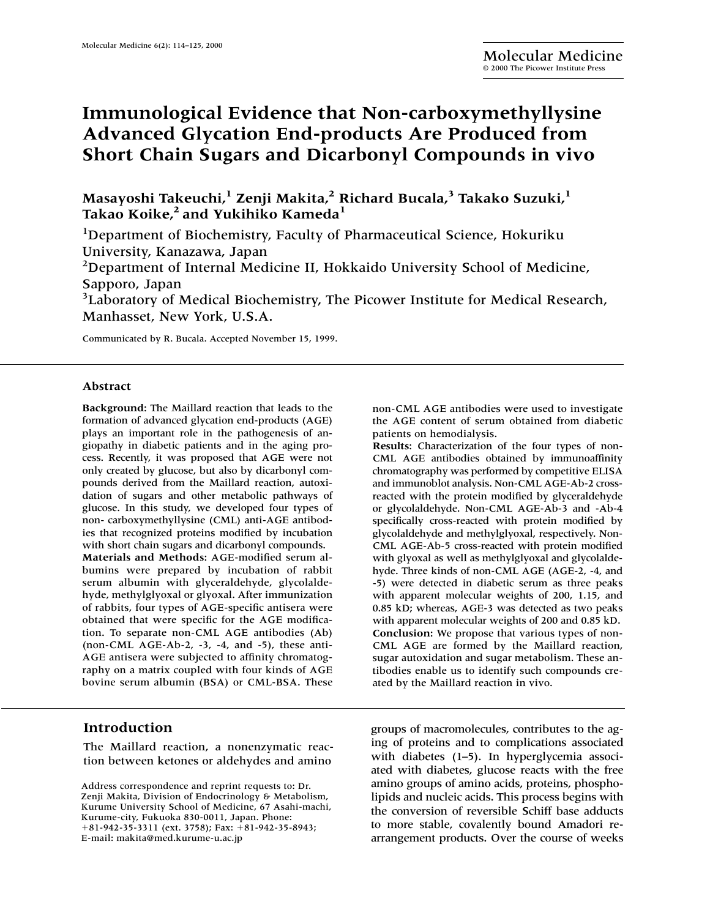# Immunological Evidence that Non-carboxymethyllysine Advanced Glycation End-products Are Produced from Short Chain Sugars and Dicarbonyl Compounds in vivo

**Masayoshi Takeuchi,[1] Zenji Makita,[2] Richard Bucala,[3] Takako Suzuki,[1] Takao Koike,[2] and Yukihiko Kameda[1]**

[1]Department of Biochemistry, Faculty of Pharmaceutical Science, Hokuriku University, Kanazawa, Japan
[2]Department of Internal Medicine II, Hokkaido University School of Medicine, Sapporo, Japan
[3]Laboratory of Medical Biochemistry, The Picower Institute for Medical Research, Manhasset, New York, U.S.A.

Communicated by R. Bucala. Accepted November 15, 1999.

## Abstract

**Background**: The Maillard reaction that leads to the formation of advanced glycation end-products (AGE) plays an important role in the pathogenesis of angiopathy in diabetic patients and in the aging process. Recently, it was proposed that AGE were not only created by glucose, but also by dicarbonyl compounds derived from the Maillard reaction, autoxidation of sugars and other metabolic pathways of glucose. In this study, we developed four types of non- carboxymethyllysine (CML) anti-AGE antibodies that recognized proteins modified by incubation with short chain sugars and dicarbonyl compounds.

**Materials and Methods**: AGE-modified serum albumins were prepared by incubation of rabbit serum albumin with glyceraldehyde, glycolaldehyde, methylglyoxal or glyoxal. After immunization of rabbits, four types of AGE-specific antisera were obtained that were specific for the AGE modification. To separate non-CML AGE antibodies (Ab) (non-CML AGE-Ab-2, -3, -4, and -5), these anti-AGE antisera were subjected to affinity chromatography on a matrix coupled with four kinds of AGE bovine serum albumin (BSA) or CML-BSA. These non-CML AGE antibodies were used to investigate the AGE content of serum obtained from diabetic patients on hemodialysis.

**Results**: Characterization of the four types of non-CML AGE antibodies obtained by immunoaffinity chromatography was performed by competitive ELISA and immunoblot analysis. Non-CML AGE-Ab-2 cross-reacted with the protein modified by glyceraldehyde or glycolaldehyde. Non-CML AGE-Ab-3 and -Ab-4 specifically cross-reacted with protein modified by glycolaldehyde and methylglyoxal, respectively. Non-CML AGE-Ab-5 cross-reacted with protein modified with glyoxal as well as methylglyoxal and glycolaldehyde. Three kinds of non-CML AGE (AGE-2, -4, and -5) were detected in diabetic serum as three peaks with apparent molecular weights of 200, 1.15, and 0.85 kD; whereas, AGE-3 was detected as two peaks with apparent molecular weights of 200 and 0.85 kD.

**Conclusion**: We propose that various types of non-CML AGE are formed by the Maillard reaction, sugar autoxidation and sugar metabolism. These antibodies enable us to identify such compounds created by the Maillard reaction in vivo.

## Introduction

The Maillard reaction, a nonenzymatic reaction between ketones or aldehydes and amino groups of macromolecules, contributes to the aging of proteins and to complications associated with diabetes (1–5). In hyperglycemia associated with diabetes, glucose reacts with the free amino groups of amino acids, proteins, phospholipids and nucleic acids. This process begins with the conversion of reversible Schiff base adducts to more stable, covalently bound Amadori rearrangement products. Over the course of weeks

Address correspondence and reprint requests to: Dr. Zenji Makita, Division of Endocrinology & Metabolism, Kurume University School of Medicine, 67 Asahi-machi, Kurume-city, Fukuoka 830-0011, Japan. Phone: +81-942-35-3311 (ext. 3758); Fax: +81-942-35-8943; E-mail: makita@med.kurume-u.ac.jp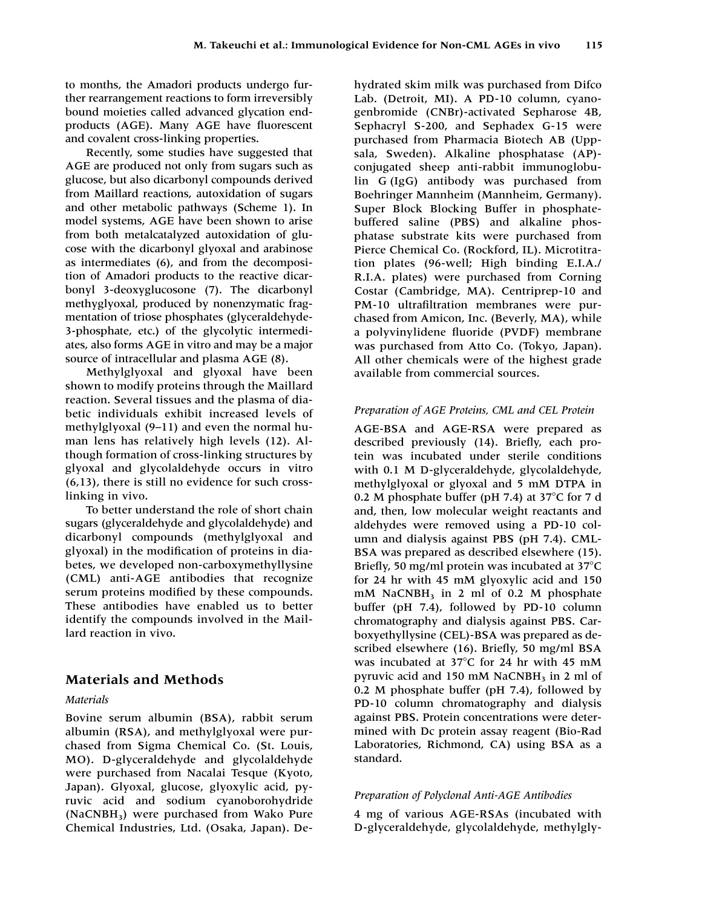to months, the Amadori products undergo further rearrangement reactions to form irreversibly bound moieties called advanced glycation end-products (AGE). Many AGE have fluorescent and covalent cross-linking properties.

Recently, some studies have suggested that AGE are produced not only from sugars such as glucose, but also dicarbonyl compounds derived from Maillard reactions, autoxidation of sugars and other metabolic pathways (Scheme 1). In model systems, AGE have been shown to arise from both metalcatalyzed autoxidation of glucose with the dicarbonyl glyoxal and arabinose as intermediates (6), and from the decomposition of Amadori products to the reactive dicarbonyl 3-deoxyglucosone (7). The dicarbonyl methyglyoxal, produced by nonenzymatic fragmentation of triose phosphates (glyceraldehyde-3-phosphate, etc.) of the glycolytic intermediates, also forms AGE in vitro and may be a major source of intracellular and plasma AGE (8).

Methylglyoxal and glyoxal have been shown to modify proteins through the Maillard reaction. Several tissues and the plasma of diabetic individuals exhibit increased levels of methylglyoxal (9–11) and even the normal human lens has relatively high levels (12). Although formation of cross-linking structures by glyoxal and glycolaldehyde occurs in vitro (6,13), there is still no evidence for such cross-linking in vivo.

To better understand the role of short chain sugars (glyceraldehyde and glycolaldehyde) and dicarbonyl compounds (methylglyoxal and glyoxal) in the modification of proteins in diabetes, we developed non-carboxymethyllysine (CML) anti-AGE antibodies that recognize serum proteins modified by these compounds. These antibodies have enabled us to better identify the compounds involved in the Maillard reaction in vivo.

## Materials and Methods

### *Materials*

Bovine serum albumin (BSA), rabbit serum albumin (RSA), and methylglyoxal were purchased from Sigma Chemical Co. (St. Louis, MO). D-glyceraldehyde and glycolaldehyde were purchased from Nacalai Tesque (Kyoto, Japan). Glyoxal, glucose, glyoxylic acid, pyruvic acid and sodium cyanoborohydride ($NaCNBH_3$) were purchased from Wako Pure Chemical Industries, Ltd. (Osaka, Japan). Dehydrated skim milk was purchased from Difco Lab. (Detroit, MI). A PD-10 column, cyanogenbromide (CNBr)-activated Sepharose 4B, Sephacryl S-200, and Sephadex G-15 were purchased from Pharmacia Biotech AB (Uppsala, Sweden). Alkaline phosphatase (AP)-conjugated sheep anti-rabbit immunoglobulin G (IgG) antibody was purchased from Boehringer Mannheim (Mannheim, Germany). Super Block Blocking Buffer in phosphate-buffered saline (PBS) and alkaline phosphatase substrate kits were purchased from Pierce Chemical Co. (Rockford, IL). Microtitration plates (96-well; High binding E.I.A./R.I.A. plates) were purchased from Corning Costar (Cambridge, MA). Centriprep-10 and PM-10 ultrafiltration membranes were purchased from Amicon, Inc. (Beverly, MA), while a polyvinylidene fluoride (PVDF) membrane was purchased from Atto Co. (Tokyo, Japan). All other chemicals were of the highest grade available from commercial sources.

### *Preparation of AGE Proteins, CML and CEL Protein*

AGE-BSA and AGE-RSA were prepared as described previously (14). Briefly, each protein was incubated under sterile conditions with 0.1 M D-glyceraldehyde, glycolaldehyde, methylglyoxal or glyoxal and 5 mM DTPA in 0.2 M phosphate buffer (pH 7.4) at 37°C for 7 d and, then, low molecular weight reactants and aldehydes were removed using a PD-10 column and dialysis against PBS (pH 7.4). CML-BSA was prepared as described elsewhere (15). Briefly, 50 mg/ml protein was incubated at 37°C for 24 hr with 45 mM glyoxylic acid and 150 mM $NaCNBH_3$ in 2 ml of 0.2 M phosphate buffer (pH 7.4), followed by PD-10 column chromatography and dialysis against PBS. Carboxyethyllysine (CEL)-BSA was prepared as described elsewhere (16). Briefly, 50 mg/ml BSA was incubated at 37°C for 24 hr with 45 mM pyruvic acid and 150 mM $NaCNBH_3$ in 2 ml of 0.2 M phosphate buffer (pH 7.4), followed by PD-10 column chromatography and dialysis against PBS. Protein concentrations were determined with Dc protein assay reagent (Bio-Rad Laboratories, Richmond, CA) using BSA as a standard.

### *Preparation of Polyclonal Anti-AGE Antibodies*

4 mg of various AGE-RSAs (incubated with D-glyceraldehyde, glycolaldehyde, methylgly-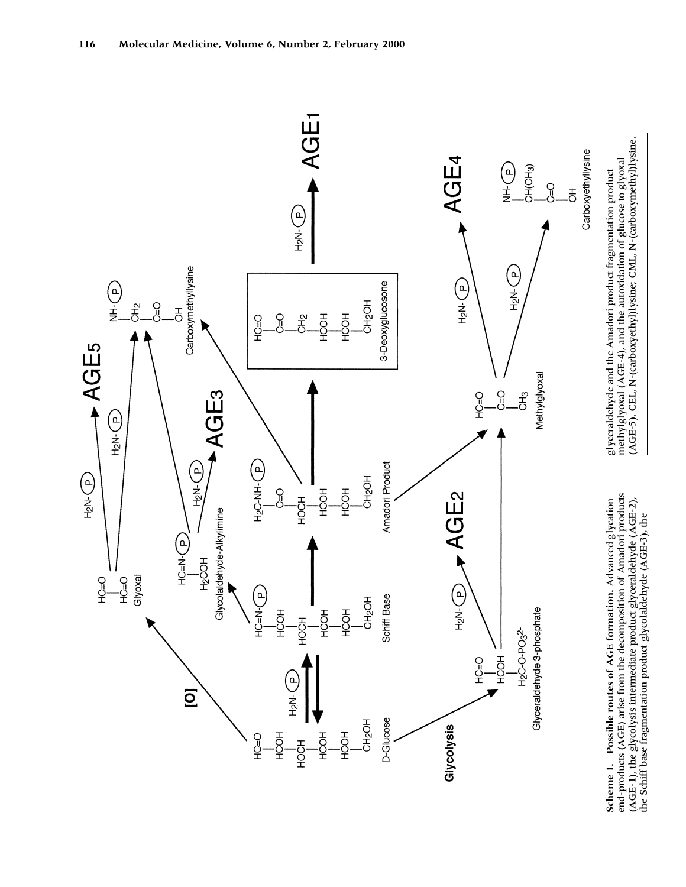**Scheme 1. Possible routes of AGE formation.** Advanced glycation end-products (AGE) arise from the decomposition of Amadori products (AGE-1), the glycolysis intermediate product glyceraldehyde (AGE-2), the Schiff base fragmentation product glycolaldehyde (AGE-3), the glyceraldehyde and the Amadori product fragmentation product methylglyoxal (AGE-4), and the autoxidation of glucose to glyoxal (AGE-5). CEL, N-(carboxyethyl)lysine; CML, N-(carboxymethyl)lysine.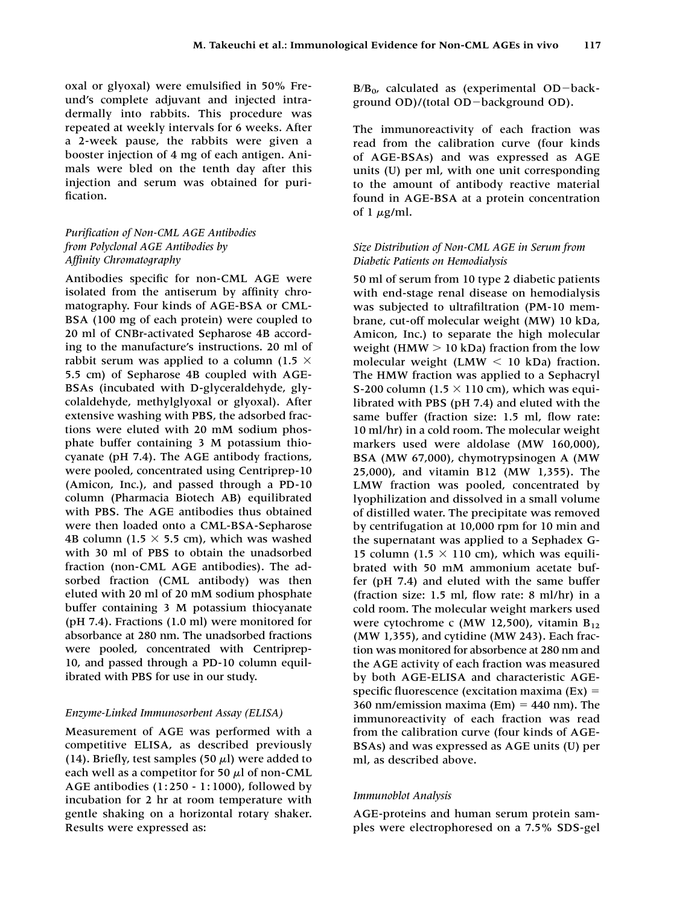oxal or glyoxal) were emulsified in 50% Freund's complete adjuvant and injected intradermally into rabbits. This procedure was repeated at weekly intervals for 6 weeks. After a 2-week pause, the rabbits were given a booster injection of 4 mg of each antigen. Animals were bled on the tenth day after this injection and serum was obtained for purification.

### *Purification of Non-CML AGE Antibodies from Polyclonal AGE Antibodies by Affinity Chromatography*

Antibodies specific for non-CML AGE were isolated from the antiserum by affinity chromatography. Four kinds of AGE-BSA or CML-BSA (100 mg of each protein) were coupled to 20 ml of CNBr-activated Sepharose 4B according to the manufacture's instructions. 20 ml of rabbit serum was applied to a column (1.5 × 5.5 cm) of Sepharose 4B coupled with AGE-BSAs (incubated with D-glyceraldehyde, glycolaldehyde, methylglyoxal or glyoxal). After extensive washing with PBS, the adsorbed fractions were eluted with 20 mM sodium phosphate buffer containing 3 M potassium thiocyanate (pH 7.4). The AGE antibody fractions, were pooled, concentrated using Centriprep-10 (Amicon, Inc.), and passed through a PD-10 column (Pharmacia Biotech AB) equilibrated with PBS. The AGE antibodies thus obtained were then loaded onto a CML-BSA-Sepharose 4B column (1.5 × 5.5 cm), which was washed with 30 ml of PBS to obtain the unadsorbed fraction (non-CML AGE antibodies). The adsorbed fraction (CML antibody) was then eluted with 20 ml of 20 mM sodium phosphate buffer containing 3 M potassium thiocyanate (pH 7.4). Fractions (1.0 ml) were monitored for absorbance at 280 nm. The unadsorbed fractions were pooled, concentrated with Centriprep-10, and passed through a PD-10 column equilibrated with PBS for use in our study.

### *Enzyme-Linked Immunosorbent Assay (ELISA)*

Measurement of AGE was performed with a competitive ELISA, as described previously (14). Briefly, test samples (50 $\mu$l) were added to each well as a competitor for 50 $\mu$l of non-CML AGE antibodies (1:250 - 1:1000), followed by incubation for 2 hr at room temperature with gentle shaking on a horizontal rotary shaker. Results were expressed as:

$B/B_0$, calculated as (experimental OD−background OD)/(total OD−background OD).

The immunoreactivity of each fraction was read from the calibration curve (four kinds of AGE-BSAs) and was expressed as AGE units (U) per ml, with one unit corresponding to the amount of antibody reactive material found in AGE-BSA at a protein concentration of 1 $\mu$g/ml.

### *Size Distribution of Non-CML AGE in Serum from Diabetic Patients on Hemodialysis*

50 ml of serum from 10 type 2 diabetic patients with end-stage renal disease on hemodialysis was subjected to ultrafiltration (PM-10 membrane, cut-off molecular weight (MW) 10 kDa, Amicon, Inc.) to separate the high molecular weight (HMW > 10 kDa) fraction from the low molecular weight (LMW < 10 kDa) fraction. The HMW fraction was applied to a Sephacryl S-200 column (1.5 × 110 cm), which was equilibrated with PBS (pH 7.4) and eluted with the same buffer (fraction size: 1.5 ml, flow rate: 10 ml/hr) in a cold room. The molecular weight markers used were aldolase (MW 160,000), BSA (MW 67,000), chymotrypsinogen A (MW 25,000), and vitamin B12 (MW 1,355). The LMW fraction was pooled, concentrated by lyophilization and dissolved in a small volume of distilled water. The precipitate was removed by centrifugation at 10,000 rpm for 10 min and the supernatant was applied to a Sephadex G-15 column (1.5 × 110 cm), which was equilibrated with 50 mM ammonium acetate buffer (pH 7.4) and eluted with the same buffer (fraction size: 1.5 ml, flow rate: 8 ml/hr) in a cold room. The molecular weight markers used were cytochrome c (MW 12,500), vitamin $B_{12}$ (MW 1,355), and cytidine (MW 243). Each fraction was monitored for absorbence at 280 nm and the AGE activity of each fraction was measured by both AGE-ELISA and characteristic AGE-specific fluorescence (excitation maxima (Ex) = 360 nm/emission maxima (Em) = 440 nm). The immunoreactivity of each fraction was read from the calibration curve (four kinds of AGE-BSAs) and was expressed as AGE units (U) per ml, as described above.

### *Immunoblot Analysis*

AGE-proteins and human serum protein samples were electrophoresed on a 7.5% SDS-gel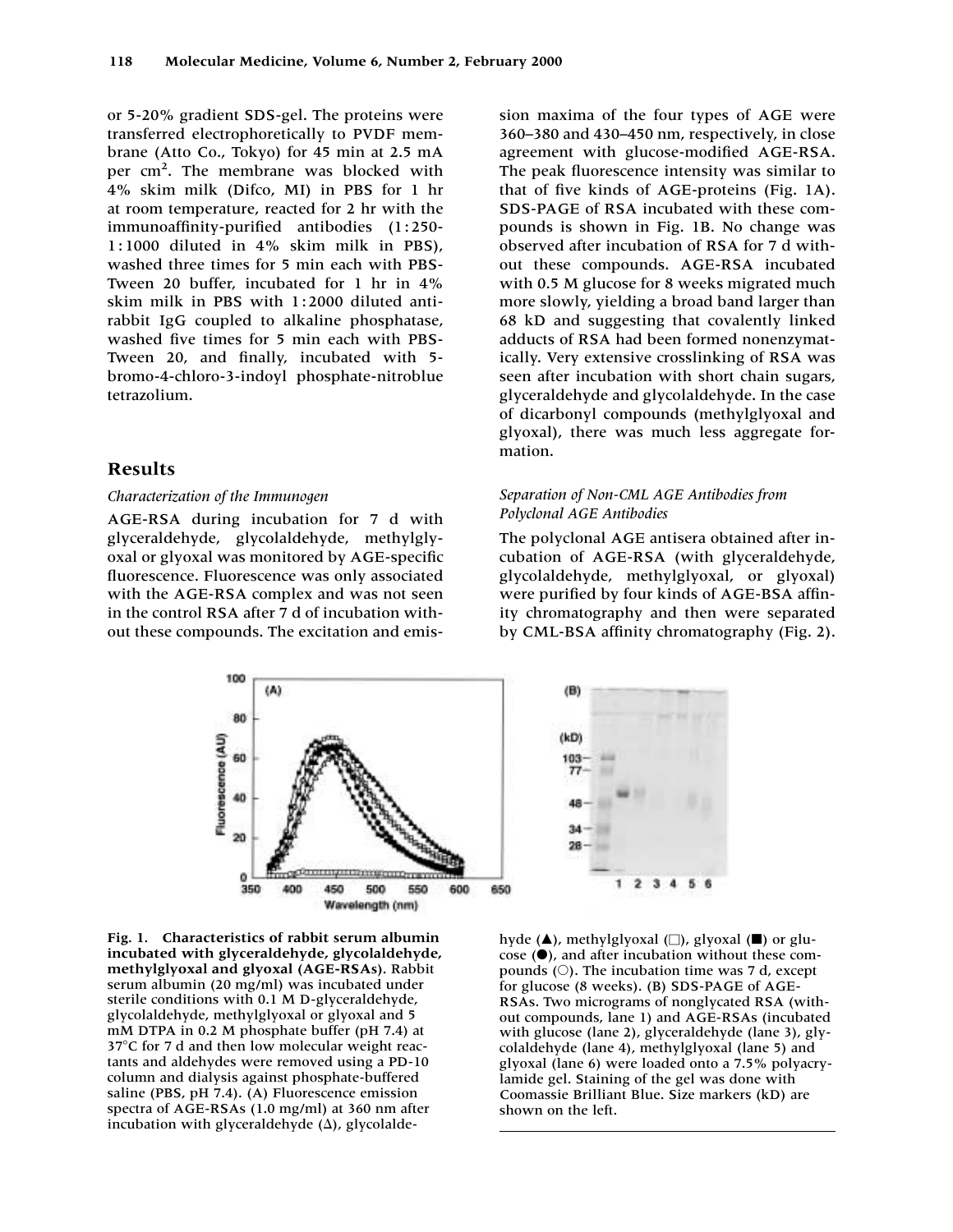or 5-20% gradient SDS-gel. The proteins were transferred electrophoretically to PVDF membrane (Atto Co., Tokyo) for 45 min at 2.5 mA per $cm^2$. The membrane was blocked with 4% skim milk (Difco, MI) in PBS for 1 hr at room temperature, reacted for 2 hr with the immunoaffinity-purified antibodies (1:250-1:1000 diluted in 4% skim milk in PBS), washed three times for 5 min each with PBS-Tween 20 buffer, incubated for 1 hr in 4% skim milk in PBS with 1:2000 diluted anti-rabbit IgG coupled to alkaline phosphatase, washed five times for 5 min each with PBS-Tween 20, and finally, incubated with 5-bromo-4-chloro-3-indoyl phosphate-nitroblue tetrazolium.

## Results

### *Characterization of the Immunogen*

AGE-RSA during incubation for 7 d with glyceraldehyde, glycolaldehyde, methylglyoxal or glyoxal was monitored by AGE-specific fluorescence. Fluorescence was only associated with the AGE-RSA complex and was not seen in the control RSA after 7 d of incubation without these compounds. The excitation and emission maxima of the four types of AGE were 360–380 and 430–450 nm, respectively, in close agreement with glucose-modified AGE-RSA. The peak fluorescence intensity was similar to that of five kinds of AGE-proteins (Fig. 1A). SDS-PAGE of RSA incubated with these compounds is shown in Fig. 1B. No change was observed after incubation of RSA for 7 d without these compounds. AGE-RSA incubated with 0.5 M glucose for 8 weeks migrated much more slowly, yielding a broad band larger than 68 kD and suggesting that covalently linked adducts of RSA had been formed nonenzymatically. Very extensive crosslinking of RSA was seen after incubation with short chain sugars, glyceraldehyde and glycolaldehyde. In the case of dicarbonyl compounds (methylglyoxal and glyoxal), there was much less aggregate formation.

### *Separation of Non-CML AGE Antibodies from Polyclonal AGE Antibodies*

The polyclonal AGE antisera obtained after incubation of AGE-RSA (with glyceraldehyde, glycolaldehyde, methylglyoxal, or glyoxal) were purified by four kinds of AGE-BSA affinity chromatography and then were separated by CML-BSA affinity chromatography (Fig. 2).

**Fig. 1. Characteristics of rabbit serum albumin incubated with glyceraldehyde, glycolaldehyde, methylglyoxal and glyoxal (AGE-RSAs).** Rabbit serum albumin (20 mg/ml) was incubated under sterile conditions with 0.1 M D-glyceraldehyde, glycolaldehyde, methylglyoxal or glyoxal and 5 mM DTPA in 0.2 M phosphate buffer (pH 7.4) at 37°C for 7 d and then low molecular weight reactants and aldehydes were removed using a PD-10 column and dialysis against phosphate-buffered saline (PBS, pH 7.4). (A) Fluorescence emission spectra of AGE-RSAs (1.0 mg/ml) at 360 nm after incubation with glyceraldehyde (Δ), glycolaldehyde (▲), methylglyoxal (□), glyoxal (■) or glucose (●), and after incubation without these compounds (○). The incubation time was 7 d, except for glucose (8 weeks). (B) SDS-PAGE of AGE-RSAs. Two micrograms of nonglycated RSA (without compounds, lane 1) and AGE-RSAs (incubated with glucose (lane 2), glyceraldehyde (lane 3), glycolaldehyde (lane 4), methylglyoxal (lane 5) and glyoxal (lane 6) were loaded onto a 7.5% polyacrylamide gel. Staining of the gel was done with Coomassie Brilliant Blue. Size markers (kD) are shown on the left.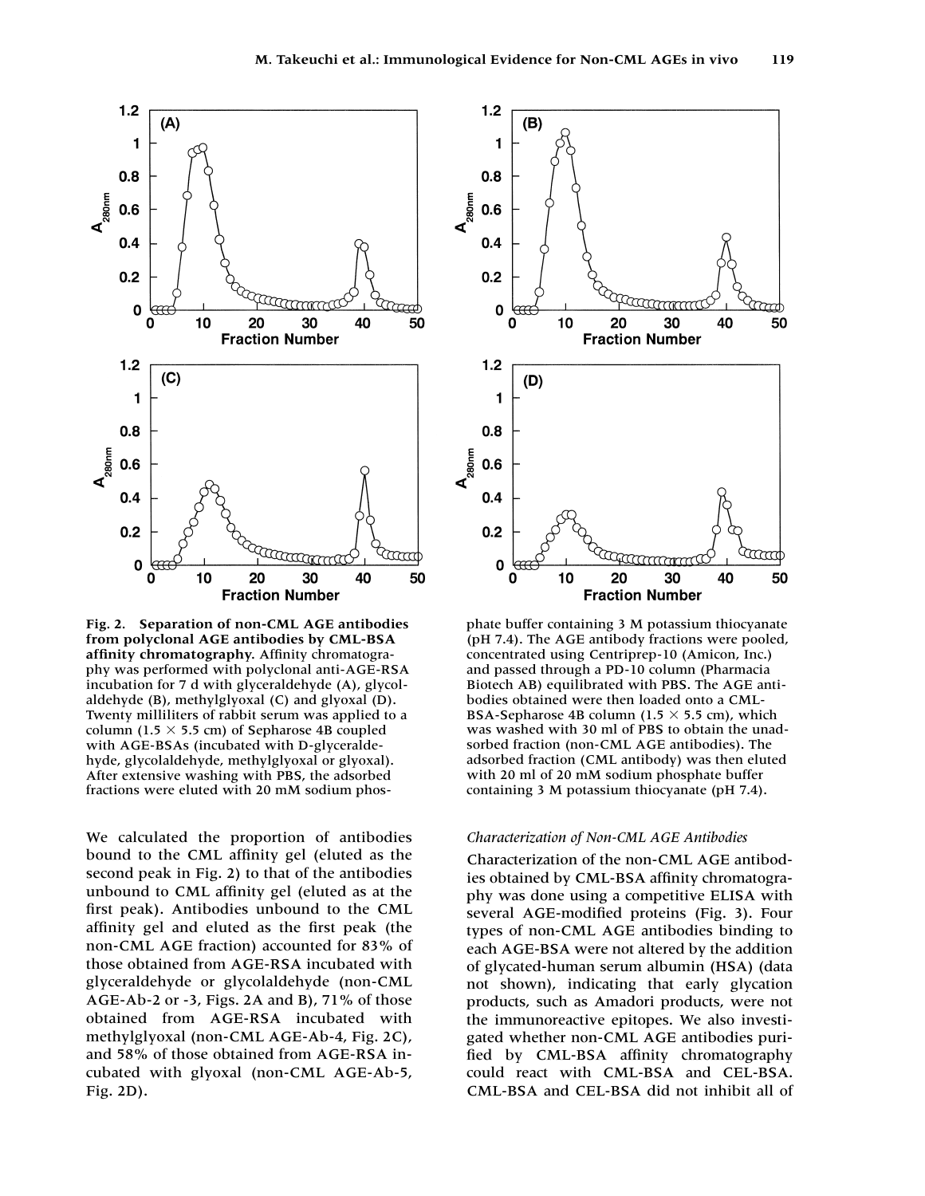**Fig. 2. Separation of non-CML AGE antibodies from polyclonal AGE antibodies by CML-BSA affinity chromatography.** Affinity chromatography was performed with polyclonal anti-AGE-RSA incubation for 7 d with glyceraldehyde (A), glycolaldehyde (B), methylglyoxal (C) and glyoxal (D). Twenty milliliters of rabbit serum was applied to a column (1.5 × 5.5 cm) of Sepharose 4B coupled with AGE-BSAs (incubated with D-glyceraldehyde, glycolaldehyde, methylglyoxal or glyoxal). After extensive washing with PBS, the adsorbed fractions were eluted with 20 mM sodium phosphate buffer containing 3 M potassium thiocyanate (pH 7.4). The AGE antibody fractions were pooled, concentrated using Centriprep-10 (Amicon, Inc.) and passed through a PD-10 column (Pharmacia Biotech AB) equilibrated with PBS. The AGE antibodies obtained were then loaded onto a CML-BSA-Sepharose 4B column (1.5 × 5.5 cm), which was washed with 30 ml of PBS to obtain the unadsorbed fraction (non-CML AGE antibodies). The adsorbed fraction (CML antibody) was then eluted with 20 ml of 20 mM sodium phosphate buffer containing 3 M potassium thiocyanate (pH 7.4).

We calculated the proportion of antibodies bound to the CML affinity gel (eluted as the second peak in Fig. 2) to that of the antibodies unbound to CML affinity gel (eluted as at the first peak). Antibodies unbound to the CML affinity gel and eluted as the first peak (the non-CML AGE fraction) accounted for 83% of those obtained from AGE-RSA incubated with glyceraldehyde or glycolaldehyde (non-CML AGE-Ab-2 or -3, Figs. 2A and B), 71% of those obtained from AGE-RSA incubated with methylglyoxal (non-CML AGE-Ab-4, Fig. 2C), and 58% of those obtained from AGE-RSA incubated with glyoxal (non-CML AGE-Ab-5, Fig. 2D).

*Characterization of Non-CML AGE Antibodies*

Characterization of the non-CML AGE antibodies obtained by CML-BSA affinity chromatography was done using a competitive ELISA with several AGE-modified proteins (Fig. 3). Four types of non-CML AGE antibodies binding to each AGE-BSA were not altered by the addition of glycated-human serum albumin (HSA) (data not shown), indicating that early glycation products, such as Amadori products, were not the immunoreactive epitopes. We also investigated whether non-CML AGE antibodies purified by CML-BSA affinity chromatography could react with CML-BSA and CEL-BSA. CML-BSA and CEL-BSA did not inhibit all of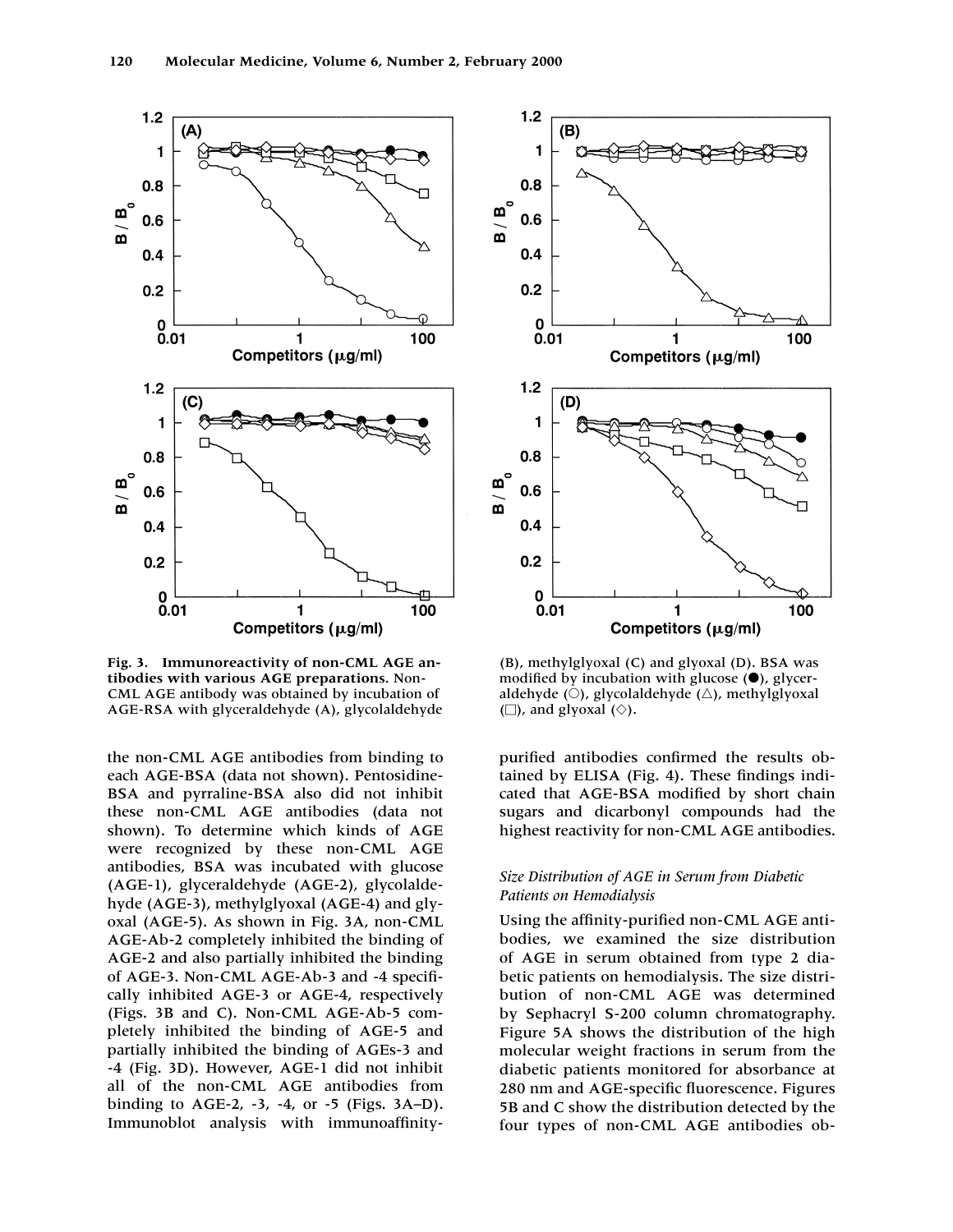**Fig. 3. Immunoreactivity of non-CML AGE antibodies with various AGE preparations.** Non-CML AGE antibody was obtained by incubation of AGE-RSA with glyceraldehyde (A), glycolaldehyde (B), methylglyoxal (C) and glyoxal (D). BSA was modified by incubation with glucose (●), glyceraldehyde (○), glycolaldehyde (△), methylglyoxal (□), and glyoxal (◇).

the non-CML AGE antibodies from binding to each AGE-BSA (data not shown). Pentosidine-BSA and pyrraline-BSA also did not inhibit these non-CML AGE antibodies (data not shown). To determine which kinds of AGE were recognized by these non-CML AGE antibodies, BSA was incubated with glucose (AGE-1), glyceraldehyde (AGE-2), glycolaldehyde (AGE-3), methylglyoxal (AGE-4) and glyoxal (AGE-5). As shown in Fig. 3A, non-CML AGE-Ab-2 completely inhibited the binding of AGE-2 and also partially inhibited the binding of AGE-3. Non-CML AGE-Ab-3 and -4 specifically inhibited AGE-3 or AGE-4, respectively (Figs. 3B and C). Non-CML AGE-Ab-5 completely inhibited the binding of AGE-5 and partially inhibited the binding of AGEs-3 and -4 (Fig. 3D). However, AGE-1 did not inhibit all of the non-CML AGE antibodies from binding to AGE-2, -3, -4, or -5 (Figs. 3A–D). Immunoblot analysis with immunoaffinity-purified antibodies confirmed the results obtained by ELISA (Fig. 4). These findings indicated that AGE-BSA modified by short chain sugars and dicarbonyl compounds had the highest reactivity for non-CML AGE antibodies.

### *Size Distribution of AGE in Serum from Diabetic Patients on Hemodialysis*

Using the affinity-purified non-CML AGE antibodies, we examined the size distribution of AGE in serum obtained from type 2 diabetic patients on hemodialysis. The size distribution of non-CML AGE was determined by Sephacryl S-200 column chromatography. Figure 5A shows the distribution of the high molecular weight fractions in serum from the diabetic patients monitored for absorbance at 280 nm and AGE-specific fluorescence. Figures 5B and C show the distribution detected by the four types of non-CML AGE antibodies ob-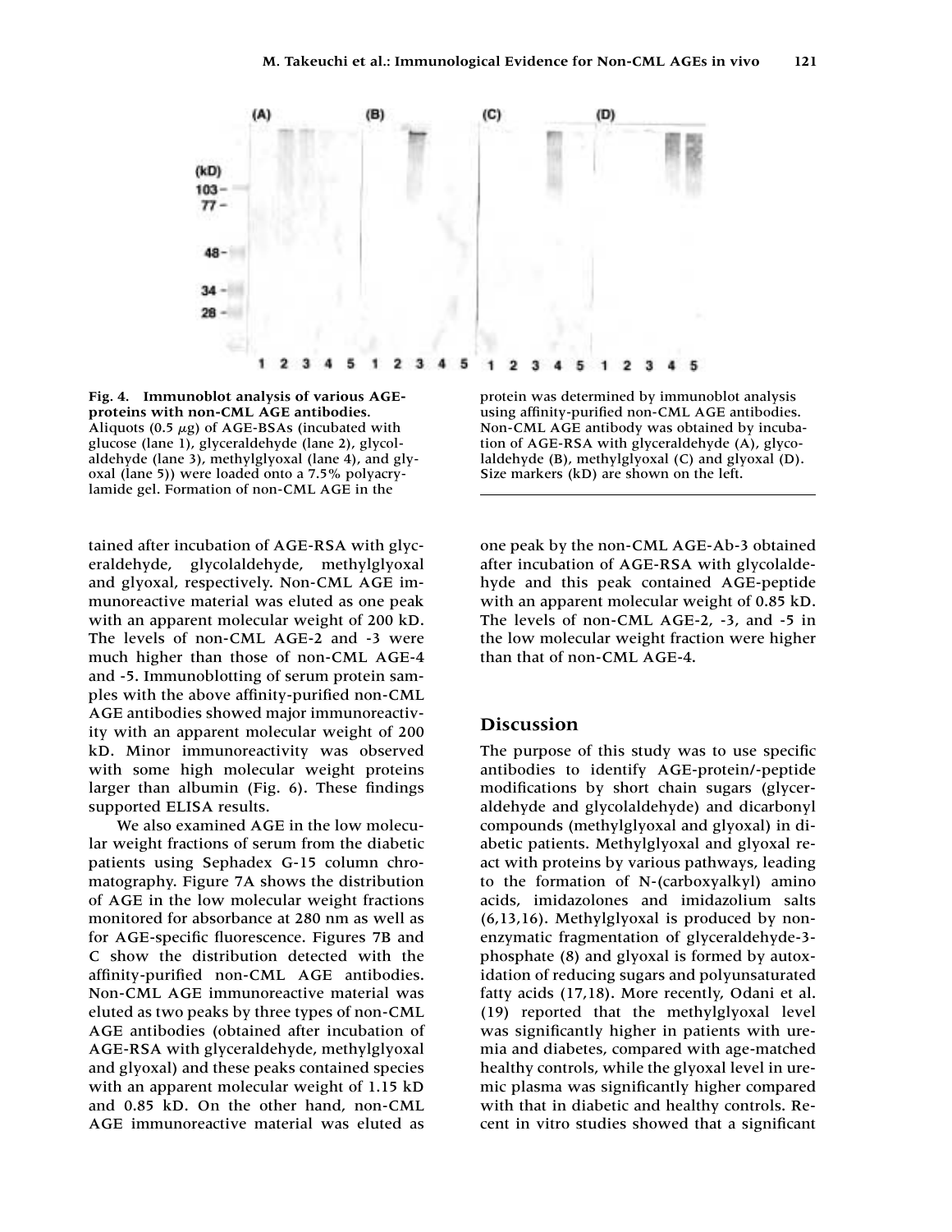Fig. 4. **Immunoblot analysis of various AGE-proteins with non-CML AGE antibodies.** Aliquots (0.5 $\mu$g) of AGE-BSAs (incubated with glucose (lane 1), glyceraldehyde (lane 2), glycolaldehyde (lane 3), methylglyoxal (lane 4), and glyoxal (lane 5)) were loaded onto a 7.5% polyacrylamide gel. Formation of non-CML AGE in the protein was determined by immunoblot analysis using affinity-purified non-CML AGE antibodies. Non-CML AGE antibody was obtained by incubation of AGE-RSA with glyceraldehyde (A), glycolaldehyde (B), methylglyoxal (C) and glyoxal (D). Size markers (kD) are shown on the left.

tained after incubation of AGE-RSA with glyceraldehyde, glycolaldehyde, methylglyoxal and glyoxal, respectively. Non-CML AGE immunoreactive material was eluted as one peak with an apparent molecular weight of 200 kD. The levels of non-CML AGE-2 and -3 were much higher than those of non-CML AGE-4 and -5. Immunoblotting of serum protein samples with the above affinity-purified non-CML AGE antibodies showed major immunoreactivity with an apparent molecular weight of 200 kD. Minor immunoreactivity was observed with some high molecular weight proteins larger than albumin (Fig. 6). These findings supported ELISA results.

We also examined AGE in the low molecular weight fractions of serum from the diabetic patients using Sephadex G-15 column chromatography. Figure 7A shows the distribution of AGE in the low molecular weight fractions monitored for absorbance at 280 nm as well as for AGE-specific fluorescence. Figures 7B and C show the distribution detected with the affinity-purified non-CML AGE antibodies. Non-CML AGE immunoreactive material was eluted as two peaks by three types of non-CML AGE antibodies (obtained after incubation of AGE-RSA with glyceraldehyde, methylglyoxal and glyoxal) and these peaks contained species with an apparent molecular weight of 1.15 kD and 0.85 kD. On the other hand, non-CML AGE immunoreactive material was eluted as one peak by the non-CML AGE-Ab-3 obtained after incubation of AGE-RSA with glycolaldehyde and this peak contained AGE-peptide with an apparent molecular weight of 0.85 kD. The levels of non-CML AGE-2, -3, and -5 in the low molecular weight fraction were higher than that of non-CML AGE-4.

## Discussion

The purpose of this study was to use specific antibodies to identify AGE-protein/-peptide modifications by short chain sugars (glyceraldehyde and glycolaldehyde) and dicarbonyl compounds (methylglyoxal and glyoxal) in diabetic patients. Methylglyoxal and glyoxal react with proteins by various pathways, leading to the formation of N-(carboxyalkyl) amino acids, imidazolones and imidazolium salts (6,13,16). Methylglyoxal is produced by non-enzymatic fragmentation of glyceraldehyde-3-phosphate (8) and glyoxal is formed by autoxidation of reducing sugars and polyunsaturated fatty acids (17,18). More recently, Odani et al. (19) reported that the methylglyoxal level was significantly higher in patients with uremia and diabetes, compared with age-matched healthy controls, while the glyoxal level in uremic plasma was significantly higher compared with that in diabetic and healthy controls. Recent in vitro studies showed that a significant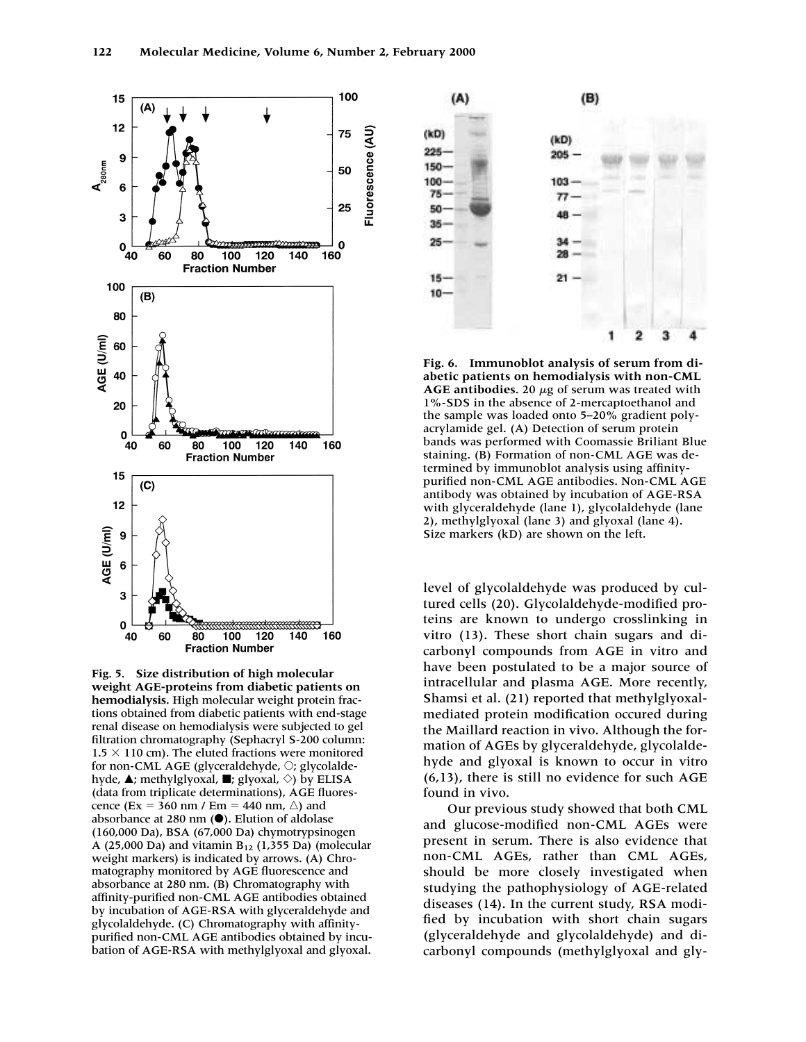**Fig. 5. Size distribution of high molecular weight AGE-proteins from diabetic patients on hemodialysis.** High molecular weight protein fractions obtained from diabetic patients with end-stage renal disease on hemodialysis were subjected to gel filtration chromatography (Sephacryl S-200 column: $1.5 \times 110$ cm). The eluted fractions were monitored for non-CML AGE (glyceraldehyde, ○; glycolaldehyde, ▲; methylglyoxal, ■; glyoxal, ◇) by ELISA (data from triplicate determinations), AGE fluorescence (Ex = 360 nm / Em = 440 nm, △) and absorbance at 280 nm (●). Elution of aldolase (160,000 Da), BSA (67,000 Da) chymotrypsinogen A (25,000 Da) and vitamin $B_{12}$ (1,355 Da) (molecular weight markers) is indicated by arrows. (A) Chromatography monitored by AGE fluorescence and absorbance at 280 nm. (B) Chromatography with affinity-purified non-CML AGE antibodies obtained by incubation of AGE-RSA with glyceraldehyde and glycolaldehyde. (C) Chromatography with affinity-purified non-CML AGE antibodies obtained by incubation of AGE-RSA with methylglyoxal and glyoxal.

**Fig. 6. Immunoblot analysis of serum from diabetic patients on hemodialysis with non-CML AGE antibodies.** 20 $\mu$g of serum was treated with 1%-SDS in the absence of 2-mercaptoethanol and the sample was loaded onto 5–20% gradient polyacrylamide gel. (A) Detection of serum protein bands was performed with Coomassie Briliant Blue staining. (B) Formation of non-CML AGE was determined by immunoblot analysis using affinity-purified non-CML AGE antibodies. Non-CML AGE antibody was obtained by incubation of AGE-RSA with glyceraldehyde (lane 1), glycolaldehyde (lane 2), methylglyoxal (lane 3) and glyoxal (lane 4). Size markers (kD) are shown on the left.

level of glycolaldehyde was produced by cultured cells (20). Glycolaldehyde-modified proteins are known to undergo crosslinking in vitro (13). These short chain sugars and dicarbonyl compounds from AGE in vitro and have been postulated to be a major source of intracellular and plasma AGE. More recently, Shamsi et al. (21) reported that methylglyoxal-mediated protein modification occured during the Maillard reaction in vivo. Although the formation of AGEs by glyceraldehyde, glycolaldehyde and glyoxal is known to occur in vitro (6,13), there is still no evidence for such AGE found in vivo.

Our previous study showed that both CML and glucose-modified non-CML AGEs were present in serum. There is also evidence that non-CML AGEs, rather than CML AGEs, should be more closely investigated when studying the pathophysiology of AGE-related diseases (14). In the current study, RSA modified by incubation with short chain sugars (glyceraldehyde and glycolaldehyde) and dicarbonyl compounds (methylglyoxal and gly-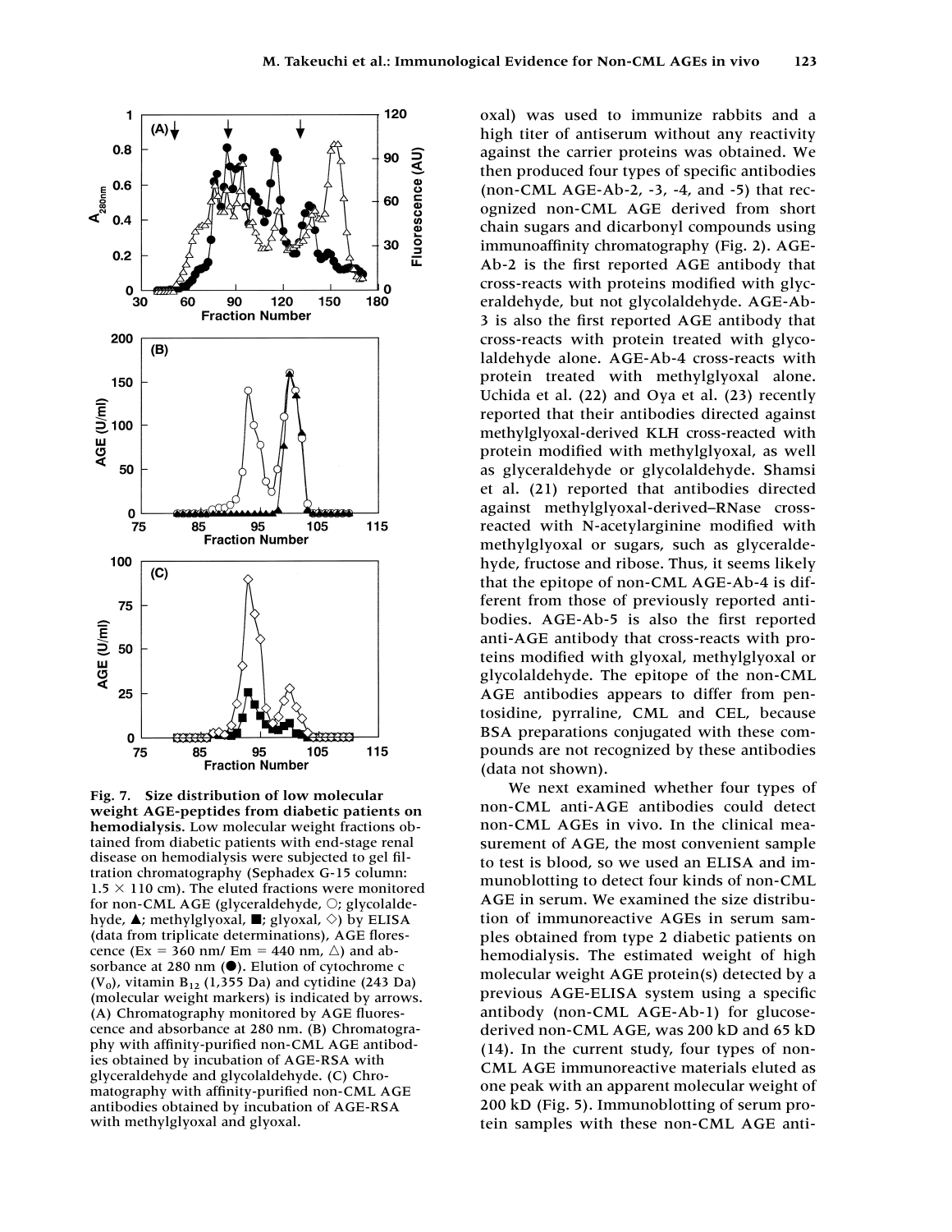**Fig. 7. Size distribution of low molecular weight AGE-peptides from diabetic patients on hemodialysis.** Low molecular weight fractions obtained from diabetic patients with end-stage renal disease on hemodialysis were subjected to gel filtration chromatography (Sephadex G-15 column: $1.5 \times 110$ cm). The eluted fractions were monitored for non-CML AGE (glyceraldehyde, ○; glycolaldehyde, ▲; methylglyoxal, ■; glyoxal, ◇) by ELISA (data from triplicate determinations), AGE florescence (Ex = 360 nm/ Em = 440 nm, △) and absorbance at 280 nm (●). Elution of cytochrome c ($V_0$), vitamin $B_{12}$ (1,355 Da) and cytidine (243 Da) (molecular weight markers) is indicated by arrows. (A) Chromatography monitored by AGE fluorescence and absorbance at 280 nm. (B) Chromatography with affinity-purified non-CML AGE antibodies obtained by incubation of AGE-RSA with glyceraldehyde and glycolaldehyde. (C) Chromatography with affinity-purified non-CML AGE antibodies obtained by incubation of AGE-RSA with methylglyoxal and glyoxal.

oxal) was used to immunize rabbits and a high titer of antiserum without any reactivity against the carrier proteins was obtained. We then produced four types of specific antibodies (non-CML AGE-Ab-2, -3, -4, and -5) that recognized non-CML AGE derived from short chain sugars and dicarbonyl compounds using immunoaffinity chromatography (Fig. 2). AGE-Ab-2 is the first reported AGE antibody that cross-reacts with proteins modified with glyceraldehyde, but not glycolaldehyde. AGE-Ab-3 is also the first reported AGE antibody that cross-reacts with protein treated with glycolaldehyde alone. AGE-Ab-4 cross-reacts with protein treated with methylglyoxal alone. Uchida et al. (22) and Oya et al. (23) recently reported that their antibodies directed against methylglyoxal-derived KLH cross-reacted with protein modified with methylglyoxal, as well as glyceraldehyde or glycolaldehyde. Shamsi et al. (21) reported that antibodies directed against methylglyoxal-derived–RNase cross-reacted with N-acetylarginine modified with methylglyoxal or sugars, such as glyceraldehyde, fructose and ribose. Thus, it seems likely that the epitope of non-CML AGE-Ab-4 is different from those of previously reported antibodies. AGE-Ab-5 is also the first reported anti-AGE antibody that cross-reacts with proteins modified with glyoxal, methylglyoxal or glycolaldehyde. The epitope of the non-CML AGE antibodies appears to differ from pentosidine, pyrraline, CML and CEL, because BSA preparations conjugated with these compounds are not recognized by these antibodies (data not shown).

We next examined whether four types of non-CML anti-AGE antibodies could detect non-CML AGEs in vivo. In the clinical measurement of AGE, the most convenient sample to test is blood, so we used an ELISA and immunoblotting to detect four kinds of non-CML AGE in serum. We examined the size distribution of immunoreactive AGEs in serum samples obtained from type 2 diabetic patients on hemodialysis. The estimated weight of high molecular weight AGE protein(s) detected by a previous AGE-ELISA system using a specific antibody (non-CML AGE-Ab-1) for glucose-derived non-CML AGE, was 200 kD and 65 kD (14). In the current study, four types of non-CML AGE immunoreactive materials eluted as one peak with an apparent molecular weight of 200 kD (Fig. 5). Immunoblotting of serum protein samples with these non-CML AGE anti-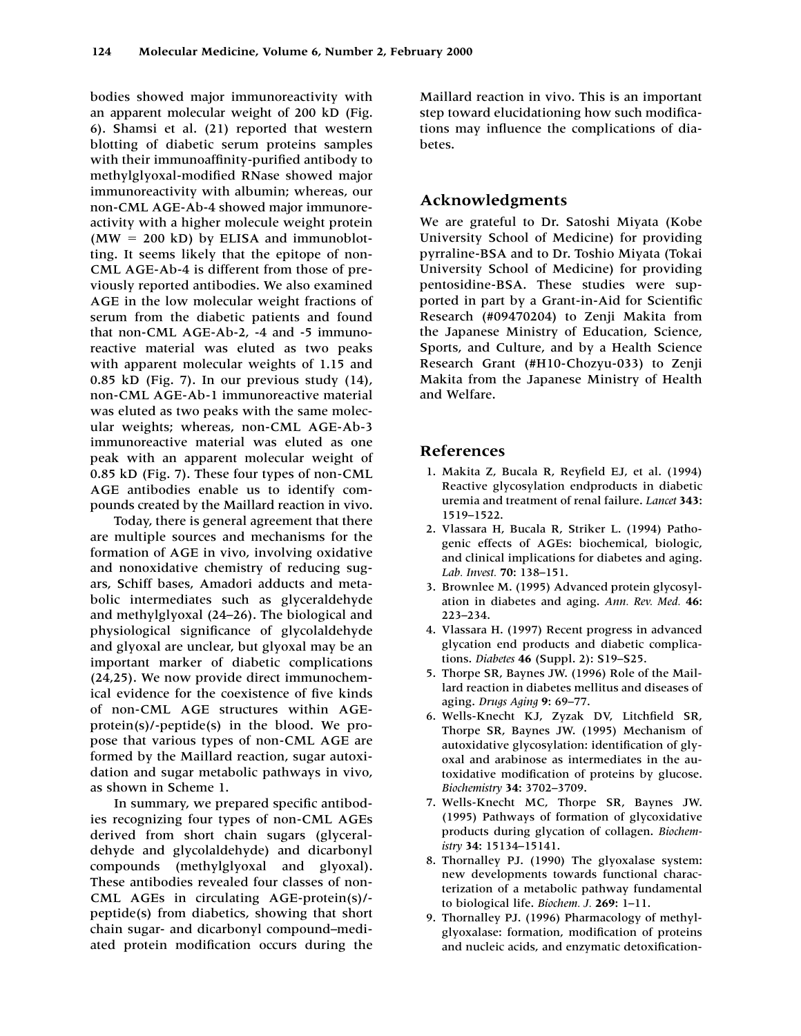bodies showed major immunoreactivity with an apparent molecular weight of 200 kD (Fig. 6). Shamsi et al. (21) reported that western blotting of diabetic serum proteins samples with their immunoaffinity-purified antibody to methylglyoxal-modified RNase showed major immunoreactivity with albumin; whereas, our non-CML AGE-Ab-4 showed major immunoreactivity with a higher molecule weight protein (MW = 200 kD) by ELISA and immunoblotting. It seems likely that the epitope of non-CML AGE-Ab-4 is different from those of previously reported antibodies. We also examined AGE in the low molecular weight fractions of serum from the diabetic patients and found that non-CML AGE-Ab-2, -4 and -5 immunoreactive material was eluted as two peaks with apparent molecular weights of 1.15 and 0.85 kD (Fig. 7). In our previous study (14), non-CML AGE-Ab-1 immunoreactive material was eluted as two peaks with the same molecular weights; whereas, non-CML AGE-Ab-3 immunoreactive material was eluted as one peak with an apparent molecular weight of 0.85 kD (Fig. 7). These four types of non-CML AGE antibodies enable us to identify compounds created by the Maillard reaction in vivo.

Today, there is general agreement that there are multiple sources and mechanisms for the formation of AGE in vivo, involving oxidative and nonoxidative chemistry of reducing sugars, Schiff bases, Amadori adducts and metabolic intermediates such as glyceraldehyde and methylglyoxal (24–26). The biological and physiological significance of glycolaldehyde and glyoxal are unclear, but glyoxal may be an important marker of diabetic complications (24,25). We now provide direct immunochemical evidence for the coexistence of five kinds of non-CML AGE structures within AGE-protein(s)/-peptide(s) in the blood. We propose that various types of non-CML AGE are formed by the Maillard reaction, sugar autoxidation and sugar metabolic pathways in vivo, as shown in Scheme 1.

In summary, we prepared specific antibodies recognizing four types of non-CML AGEs derived from short chain sugars (glyceraldehyde and glycolaldehyde) and dicarbonyl compounds (methylglyoxal and glyoxal). These antibodies revealed four classes of non-CML AGEs in circulating AGE-protein(s)/-peptide(s) from diabetics, showing that short chain sugar- and dicarbonyl compound–mediated protein modification occurs during the Maillard reaction in vivo. This is an important step toward elucidationing how such modifications may influence the complications of diabetes.

## Acknowledgments

We are grateful to Dr. Satoshi Miyata (Kobe University School of Medicine) for providing pyrraline-BSA and to Dr. Toshio Miyata (Tokai University School of Medicine) for providing pentosidine-BSA. These studies were supported in part by a Grant-in-Aid for Scientific Research (#09470204) to Zenji Makita from the Japanese Ministry of Education, Science, Sports, and Culture, and by a Health Science Research Grant (#H10-Chozyu-033) to Zenji Makita from the Japanese Ministry of Health and Welfare.

## References

1. Makita Z, Bucala R, Reyfield EJ, et al. (1994) Reactive glycosylation endproducts in diabetic uremia and treatment of renal failure. *Lancet* **343:** 1519–1522.
2. Vlassara H, Bucala R, Striker L. (1994) Pathogenic effects of AGEs: biochemical, biologic, and clinical implications for diabetes and aging. *Lab. Invest.* **70:** 138–151.
3. Brownlee M. (1995) Advanced protein glycosylation in diabetes and aging. *Ann. Rev. Med.* **46:** 223–234.
4. Vlassara H. (1997) Recent progress in advanced glycation end products and diabetic complications. *Diabetes* **46** (Suppl. 2): S19–S25.
5. Thorpe SR, Baynes JW. (1996) Role of the Maillard reaction in diabetes mellitus and diseases of aging. *Drugs Aging* **9:** 69–77.
6. Wells-Knecht KJ, Zyzak DV, Litchfield SR, Thorpe SR, Baynes JW. (1995) Mechanism of autoxidative glycosylation: identification of glyoxal and arabinose as intermediates in the autoxidative modification of proteins by glucose. *Biochemistry* **34:** 3702–3709.
7. Wells-Knecht MC, Thorpe SR, Baynes JW. (1995) Pathways of formation of glycoxidative products during glycation of collagen. *Biochemistry* **34:** 15134–15141.
8. Thornalley PJ. (1990) The glyoxalase system: new developments towards functional characterization of a metabolic pathway fundamental to biological life. *Biochem. J.* **269:** 1–11.
9. Thornalley PJ. (1996) Pharmacology of methylglyoxalase: formation, modification of proteins and nucleic acids, and enzymatic detoxification-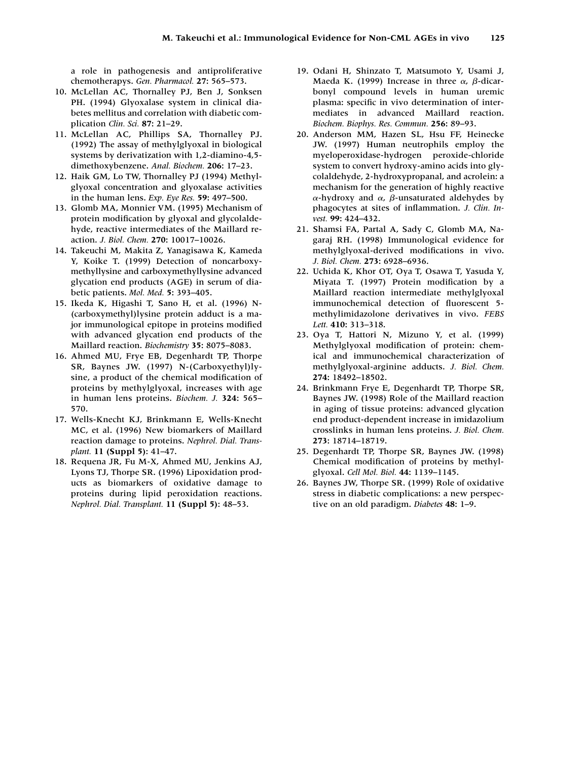a role in pathogenesis and antiproliferative chemotherapys. *Gen. Pharmacol.* **27**: 565–573.

10. McLellan AC, Thornalley PJ, Ben J, Sonksen PH. (1994) Glyoxalase system in clinical diabetes mellitus and correlation with diabetic complication *Clin. Sci.* **87**: 21–29.
11. McLellan AC, Phillips SA, Thornalley PJ. (1992) The assay of methylglyoxal in biological systems by derivatization with 1,2-diamino-4,5-dimethoxybenzene. *Anal. Biochem.* **206**: 17–23.
12. Haik GM, Lo TW, Thornalley PJ (1994) Methylglyoxal concentration and glyoxalase activities in the human lens. *Exp. Eye Res.* **59**: 497–500.
13. Glomb MA, Monnier VM. (1995) Mechanism of protein modification by glyoxal and glycolaldehyde, reactive intermediates of the Maillard reaction. *J. Biol. Chem.* **270**: 10017–10026.
14. Takeuchi M, Makita Z, Yanagisawa K, Kameda Y, Koike T. (1999) Detection of noncarboxymethyllysine and carboxymethyllysine advanced glycation end products (AGE) in serum of diabetic patients. *Mol. Med.* **5**: 393–405.
15. Ikeda K, Higashi T, Sano H, et al. (1996) N-(carboxymethyl)lysine protein adduct is a major immunological epitope in proteins modified with advanced glycation end products of the Maillard reaction. *Biochemistry* **35**: 8075–8083.
16. Ahmed MU, Frye EB, Degenhardt TP, Thorpe SR, Baynes JW. (1997) N-(Carboxyethyl)lysine, a product of the chemical modification of proteins by methylglyoxal, increases with age in human lens proteins. *Biochem. J.* **324**: 565–570.
17. Wells-Knecht KJ, Brinkmann E, Wells-Knecht MC, et al. (1996) New biomarkers of Maillard reaction damage to proteins. *Nephrol. Dial. Transplant.* **11 (Suppl 5)**: 41–47.
18. Requena JR, Fu M-X, Ahmed MU, Jenkins AJ, Lyons TJ, Thorpe SR. (1996) Lipoxidation products as biomarkers of oxidative damage to proteins during lipid peroxidation reactions. *Nephrol. Dial. Transplant.* **11 (Suppl 5)**: 48–53.
19. Odani H, Shinzato T, Matsumoto Y, Usami J, Maeda K. (1999) Increase in three $\alpha$, $\beta$-dicarbonyl compound levels in human uremic plasma: specific in vivo determination of intermediates in advanced Maillard reaction. *Biochem. Biophys. Res. Commun.* **256**: 89–93.
20. Anderson MM, Hazen SL, Hsu FF, Heinecke JW. (1997) Human neutrophils employ the myeloperoxidase-hydrogen peroxide-chloride system to convert hydroxy-amino acids into glycolaldehyde, 2-hydroxypropanal, and acrolein: a mechanism for the generation of highly reactive $\alpha$-hydroxy and $\alpha$, $\beta$-unsaturated aldehydes by phagocytes at sites of inflammation. *J. Clin. Invest.* **99**: 424–432.
21. Shamsi FA, Partal A, Sady C, Glomb MA, Nagaraj RH. (1998) Immunological evidence for methylglyoxal-derived modifications in vivo. *J. Biol. Chem.* **273**: 6928–6936.
22. Uchida K, Khor OT, Oya T, Osawa T, Yasuda Y, Miyata T. (1997) Protein modification by a Maillard reaction intermediate methylglyoxal immunochemical detection of fluorescent 5-methylimidazolone derivatives in vivo. *FEBS Lett.* **410**: 313–318.
23. Oya T, Hattori N, Mizuno Y, et al. (1999) Methylglyoxal modification of protein: chemical and immunochemical characterization of methylglyoxal-arginine adducts. *J. Biol. Chem.* **274**: 18492–18502.
24. Brinkmann Frye E, Degenhardt TP, Thorpe SR, Baynes JW. (1998) Role of the Maillard reaction in aging of tissue proteins: advanced glycation end product-dependent increase in imidazolium crosslinks in human lens proteins. *J. Biol. Chem.* **273**: 18714–18719.
25. Degenhardt TP, Thorpe SR, Baynes JW. (1998) Chemical modification of proteins by methylglyoxal. *Cell Mol. Biol.* **44**: 1139–1145.
26. Baynes JW, Thorpe SR. (1999) Role of oxidative stress in diabetic complications: a new perspective on an old paradigm. *Diabetes* **48**: 1–9.